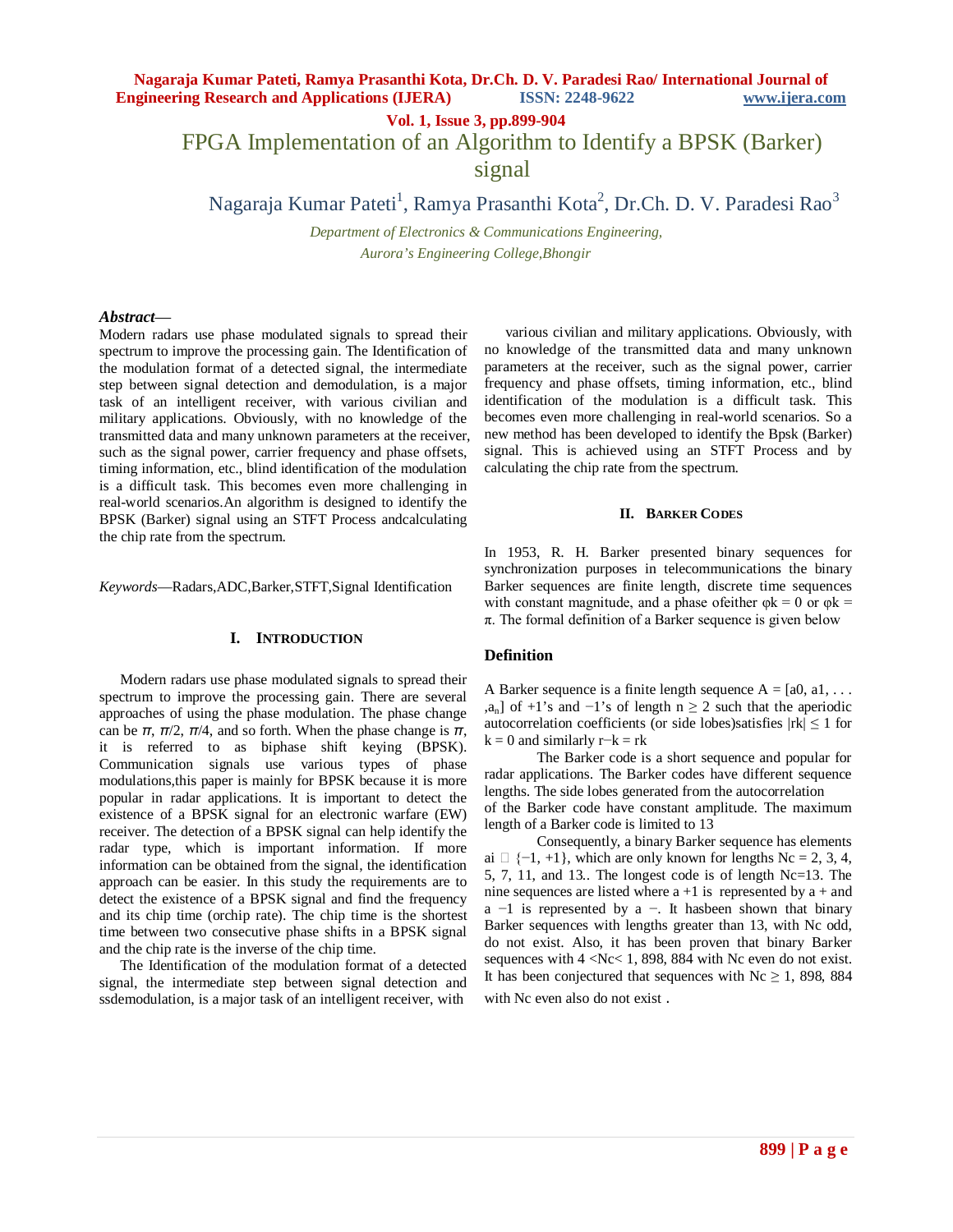# FPGA Implementation of an Algorithm to Identify a BPSK (Barker) signal

Nagaraja Kumar Pateti[1], Ramya Prasanthi Kota[2], Dr.Ch. D. V. Paradesi Rao[3]

*Department of Electronics & Communications Engineering,*
*Aurora's Engineering College,Bhongir*

***Abstract*—**
Modern radars use phase modulated signals to spread their spectrum to improve the processing gain. The Identification of the modulation format of a detected signal, the intermediate step between signal detection and demodulation, is a major task of an intelligent receiver, with various civilian and military applications. Obviously, with no knowledge of the transmitted data and many unknown parameters at the receiver, such as the signal power, carrier frequency and phase offsets, timing information, etc., blind identification of the modulation is a difficult task. This becomes even more challenging in real-world scenarios.An algorithm is designed to identify the BPSK (Barker) signal using an STFT Process andcalculating the chip rate from the spectrum.

*Keywords*—Radars,ADC,Barker,STFT,Signal Identification

## I. Introduction

Modern radars use phase modulated signals to spread their spectrum to improve the processing gain. There are several approaches of using the phase modulation. The phase change can be $\pi$, $\pi/2$, $\pi/4$, and so forth. When the phase change is $\pi$, it is referred to as biphase shift keying (BPSK). Communication signals use various types of phase modulations,this paper is mainly for BPSK because it is more popular in radar applications. It is important to detect the existence of a BPSK signal for an electronic warfare (EW) receiver. The detection of a BPSK signal can help identify the radar type, which is important information. If more information can be obtained from the signal, the identification approach can be easier. In this study the requirements are to detect the existence of a BPSK signal and find the frequency and its chip time (orchip rate). The chip time is the shortest time between two consecutive phase shifts in a BPSK signal and the chip rate is the inverse of the chip time.

The Identification of the modulation format of a detected signal, the intermediate step between signal detection and ssdemodulation, is a major task of an intelligent receiver, with various civilian and military applications. Obviously, with no knowledge of the transmitted data and many unknown parameters at the receiver, such as the signal power, carrier frequency and phase offsets, timing information, etc., blind identification of the modulation is a difficult task. This becomes even more challenging in real-world scenarios. So a new method has been developed to identify the Bpsk (Barker) signal. This is achieved using an STFT Process and by calculating the chip rate from the spectrum.

## II. Barker Codes

In 1953, R. H. Barker presented binary sequences for synchronization purposes in telecommunications the binary Barker sequences are finite length, discrete time sequences with constant magnitude, and a phase ofeither $\varphi k = 0$ or $\varphi k = \pi$. The formal definition of a Barker sequence is given below

### Definition

A Barker sequence is a finite length sequence $A = [a0, a1, \ldots, a_n]$ of +1's and −1's of length $n \geq 2$ such that the aperiodic autocorrelation coefficients (or side lobes)satisfies $|rk| \leq 1$ for $k = 0$ and similarly $r{-k} = rk$

The Barker code is a short sequence and popular for radar applications. The Barker codes have different sequence lengths. The side lobes generated from the autocorrelation of the Barker code have constant amplitude. The maximum length of a Barker code is limited to 13

Consequently, a binary Barker sequence has elements ai $\in$ {−1, +1}, which are only known for lengths Nc = 2, 3, 4, 5, 7, 11, and 13.. The longest code is of length Nc=13. The nine sequences are listed where a +1 is represented by a + and a −1 is represented by a −. It hasbeen shown that binary Barker sequences with lengths greater than 13, with Nc odd, do not exist. Also, it has been proven that binary Barker sequences with 4 <Nc< 1, 898, 884 with Nc even do not exist. It has been conjectured that sequences with Nc ≥ 1, 898, 884 with Nc even also do not exist .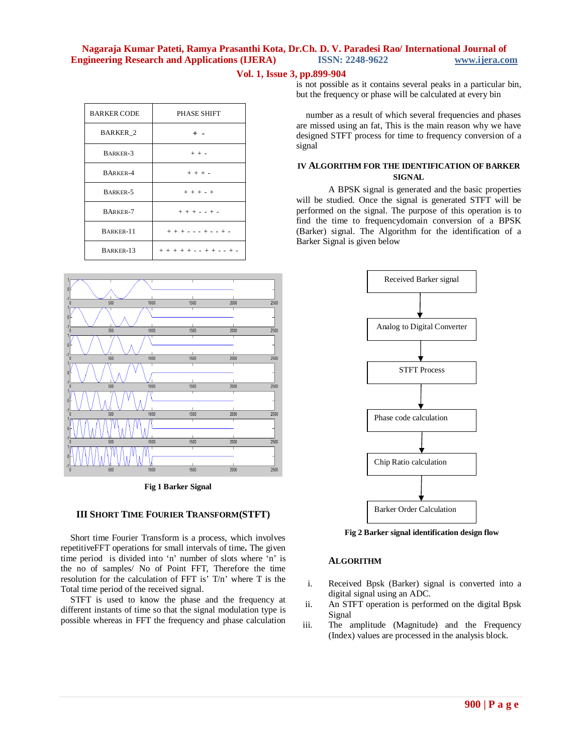| BARKER CODE | PHASE SHIFT |
|---|---|
| BARKER_2 | + - |
| BARKER-3 | + + - |
| BARKER-4 | + + + - |
| BARKER-5 | + + + - + |
| BARKER-7 | + + + - - + - |
| BARKER-11 | + + + - - - + - - + - |
| BARKER-13 | + + + + + - - + + - + - + |

**Fig 1 Barker Signal**

## III SHORT TIME FOURIER TRANSFORM(STFT)

Short time Fourier Transform is a process, which involves repetitiveFFT operations for small intervals of time**.** The given time period is divided into 'n' number of slots where 'n' is the no of samples/ No of Point FFT, Therefore the time resolution for the calculation of FFT is' T/n' where T is the Total time period of the received signal.

STFT is used to know the phase and the frequency at different instants of time so that the signal modulation type is possible whereas in FFT the frequency and phase calculation is not possible as it contains several peaks in a particular bin, but the frequency or phase will be calculated at every bin

number as a result of which several frequencies and phases are missed using an fat, This is the main reason why we have designed STFT process for time to frequency conversion of a signal

## IV ALGORITHM FOR THE IDENTIFICATION OF BARKER SIGNAL

A BPSK signal is generated and the basic properties will be studied. Once the signal is generated STFT will be performed on the signal. The purpose of this operation is to find the time to frequencydomain conversion of a BPSK (Barker) signal. The Algorithm for the identification of a Barker Signal is given below

Received Barker signal → Analog to Digital Converter → STFT Process → Phase code calculation → Chip Ratio calculation → Barker Order Calculation

**Fig 2 Barker signal identification design flow**

### ALGORITHM

i. Received Bpsk (Barker) signal is converted into a digital signal using an ADC.
ii. An STFT operation is performed on the digital Bpsk Signal
iii. The amplitude (Magnitude) and the Frequency (Index) values are processed in the analysis block.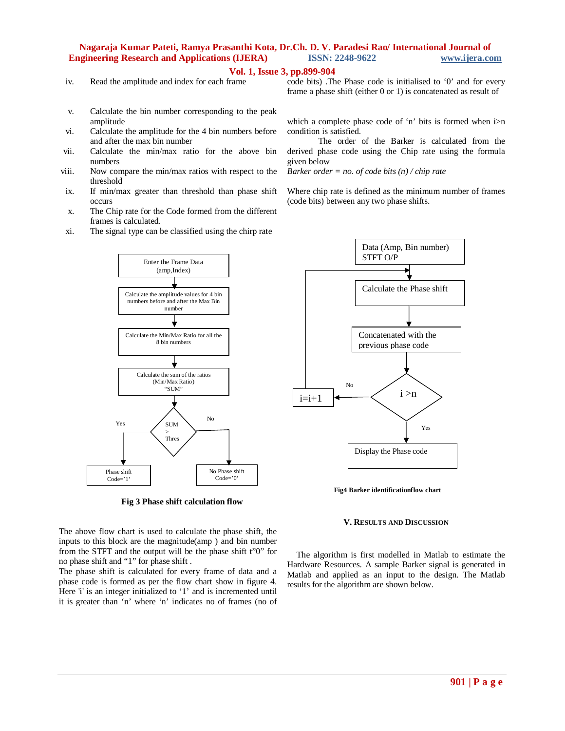iv. Read the amplitude and index for each frame

v. Calculate the bin number corresponding to the peak amplitude

vi. Calculate the amplitude for the 4 bin numbers before and after the max bin number

vii. Calculate the min/max ratio for the above bin numbers

viii. Now compare the min/max ratios with respect to the threshold

ix. If min/max greater than threshold than phase shift occurs

x. The Chip rate for the Code formed from the different frames is calculated.

xi. The signal type can be classified using the chirp rate

Enter the Frame Data (amp,Index)

Calculate the amplitude values for 4 bin numbers before and after the Max Bin number

Calculate the Min/Max Ratio for all the 8 bin numbers

Calculate the sum of the ratios (Min/Max Ratio) "SUM"

SUM > Thres

Yes: Phase shift Code='1'

No: No Phase shift Code='0'

**Fig 3 Phase shift calculation flow**

The above flow chart is used to calculate the phase shift, the inputs to this block are the magnitude(amp ) and bin number from the STFT and the output will be the phase shift t"0" for no phase shift and "1" for phase shift .

The phase shift is calculated for every frame of data and a phase code is formed as per the flow chart show in figure 4. Here 'i' is an integer initialized to '1' and is incremented until it is greater than 'n' where 'n' indicates no of frames (no of code bits) .The Phase code is initialised to '0' and for every frame a phase shift (either 0 or 1) is concatenated as result of which a complete phase code of 'n' bits is formed when i>n condition is satisfied.

The order of the Barker is calculated from the derived phase code using the Chip rate using the formula given below

*Barker order = no. of code bits (n) / chip rate*

Where chip rate is defined as the minimum number of frames (code bits) between any two phase shifts.

Data (Amp, Bin number) STFT O/P

Calculate the Phase shift

Concatenated with the previous phase code

i >n

No: i=i+1

Yes: Display the Phase code

**Fig4 Barker identificationflow chart**

## V. Results and Discussion

The algorithm is first modelled in Matlab to estimate the Hardware Resources. A sample Barker signal is generated in Matlab and applied as an input to the design. The Matlab results for the algorithm are shown below.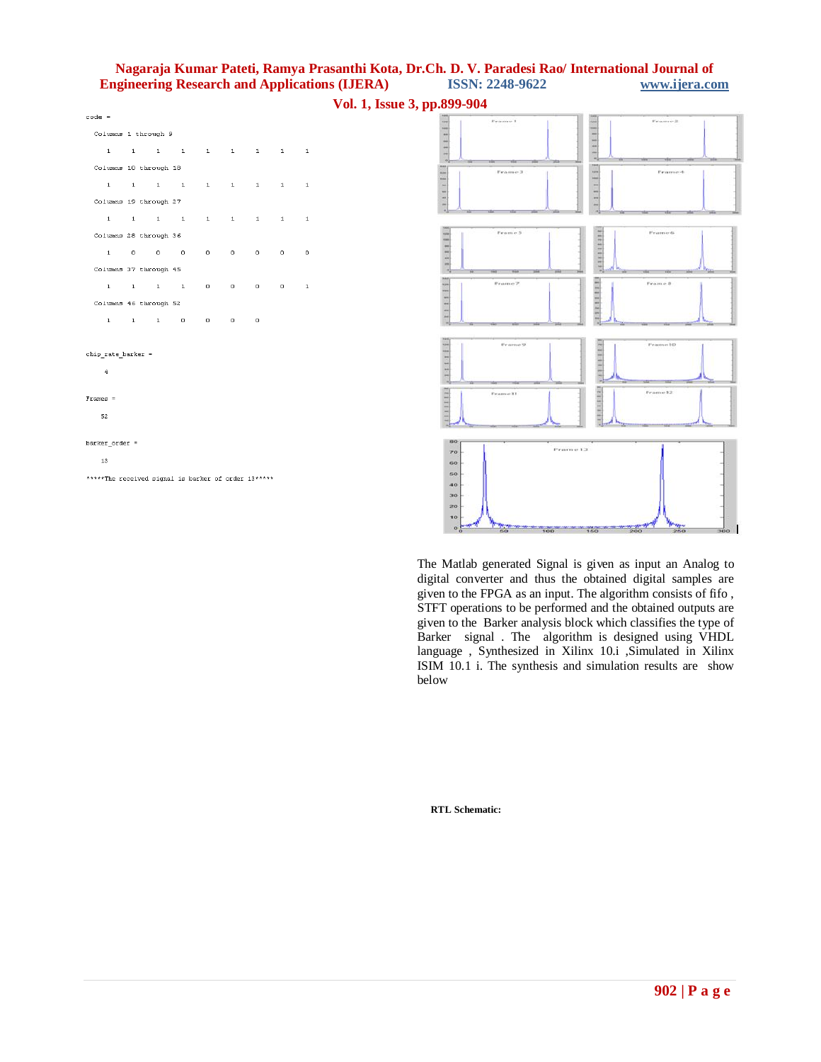```
code =

  Columns 1 through 9

     1     1     1     1     1     1     1     1     1

  Columns 10 through 18

     1     1     1     1     1     1     1     1     1

  Columns 19 through 27

     1     1     1     1     1     1     1     1     1

  Columns 28 through 36

     1     0     0     0     0     0     0     0     0

  Columns 37 through 45

     1     1     1     1     0     0     0     0     1

  Columns 46 through 52

     1     1     1     0     0     0     0


chip_rate_barker =

     4


Frames =

    52


barker_order =

    13

*****The received signal is barker of order 13*****
```

The Matlab generated Signal is given as input an Analog to digital converter and thus the obtained digital samples are given to the FPGA as an input. The algorithm consists of fifo , STFT operations to be performed and the obtained outputs are given to the Barker analysis block which classifies the type of Barker signal . The algorithm is designed using VHDL language , Synthesized in Xilinx 10.i ,Simulated in Xilinx ISIM 10.1 i. The synthesis and simulation results are show below

**RTL Schematic:**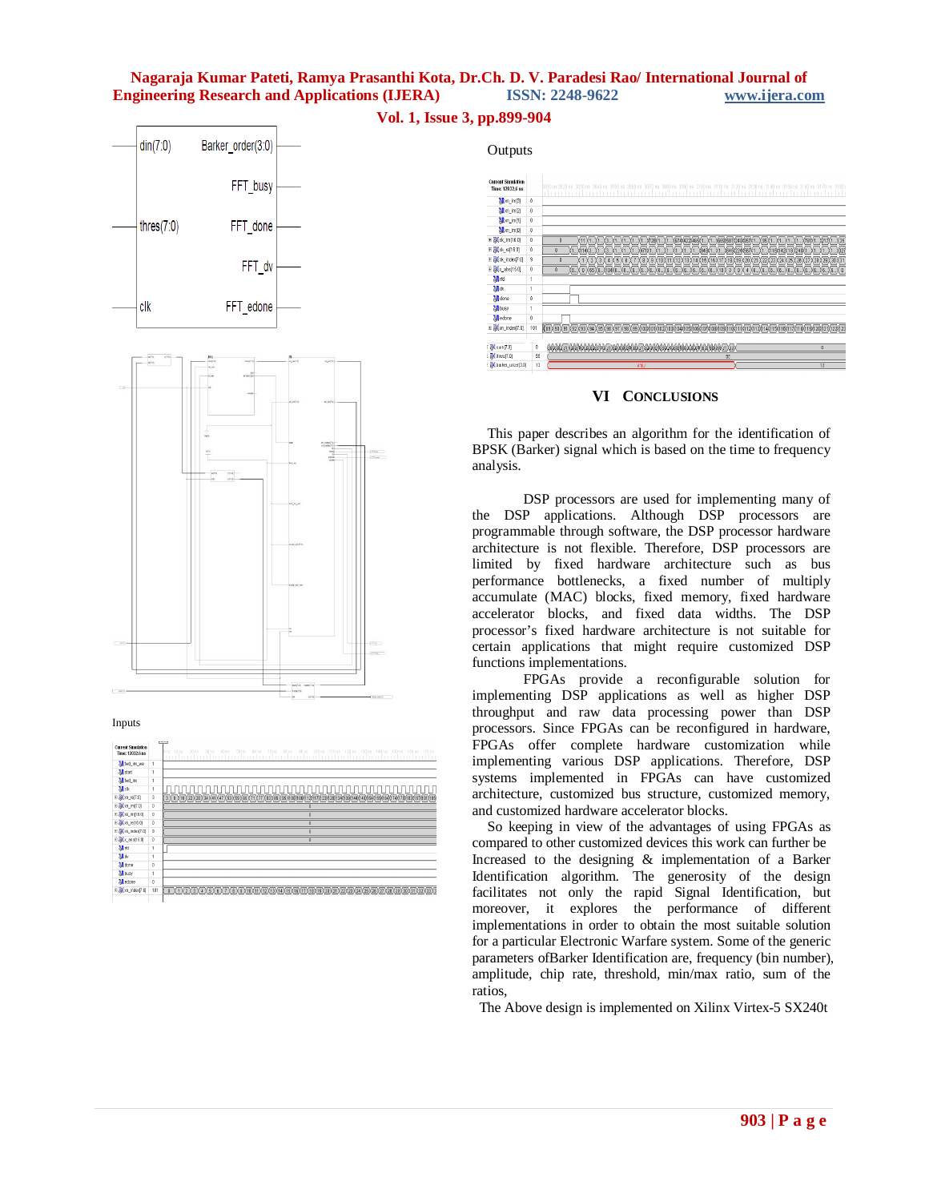din(7:0) Barker_order(3:0)

FFT_busy

thres(7:0) FFT_done

FFT_dv

clk FFT_edone

Inputs

Outputs

## VI CONCLUSIONS

This paper describes an algorithm for the identification of BPSK (Barker) signal which is based on the time to frequency analysis.

DSP processors are used for implementing many of the DSP applications. Although DSP processors are programmable through software, the DSP processor hardware architecture is not flexible. Therefore, DSP processors are limited by fixed hardware architecture such as bus performance bottlenecks, a fixed number of multiply accumulate (MAC) blocks, fixed memory, fixed hardware accelerator blocks, and fixed data widths. The DSP processor's fixed hardware architecture is not suitable for certain applications that might require customized DSP functions implementations.

FPGAs provide a reconfigurable solution for implementing DSP applications as well as higher DSP throughput and raw data processing power than DSP processors. Since FPGAs can be reconfigured in hardware, FPGAs offer complete hardware customization while implementing various DSP applications. Therefore, DSP systems implemented in FPGAs can have customized architecture, customized bus structure, customized memory, and customized hardware accelerator blocks.

So keeping in view of the advantages of using FPGAs as compared to other customized devices this work can further be Increased to the designing & implementation of a Barker Identification algorithm. The generosity of the design facilitates not only the rapid Signal Identification, but moreover, it explores the performance of different implementations in order to obtain the most suitable solution for a particular Electronic Warfare system. Some of the generic parameters ofBarker Identification are, frequency (bin number), amplitude, chip rate, threshold, min/max ratio, sum of the ratios,

The Above design is implemented on Xilinx Virtex-5 SX240t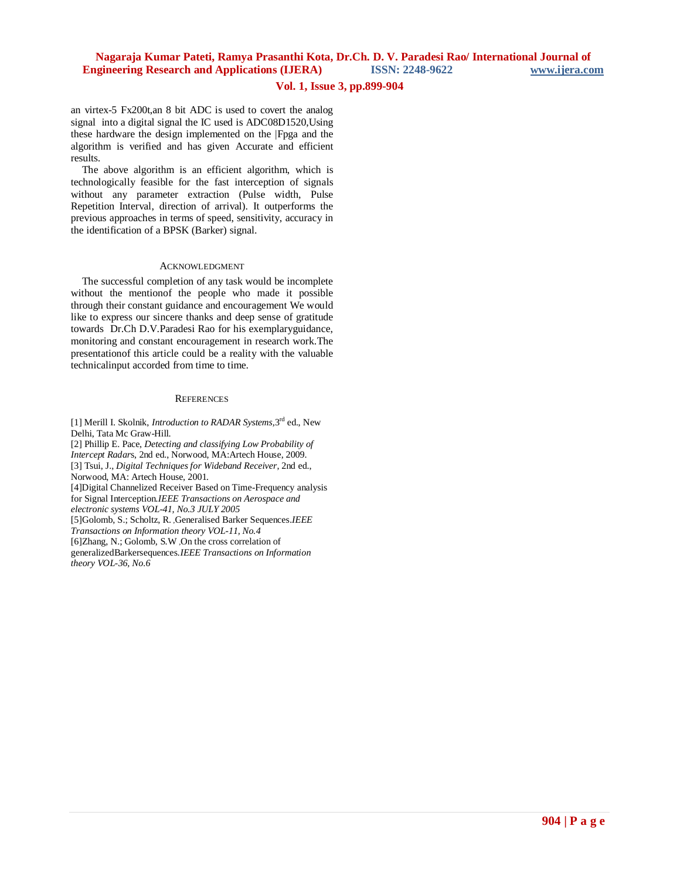an virtex-5 Fx200t,an 8 bit ADC is used to covert the analog signal into a digital signal the IC used is ADC08D1520,Using these hardware the design implemented on the |Fpga and the algorithm is verified and has given Accurate and efficient results.

The above algorithm is an efficient algorithm, which is technologically feasible for the fast interception of signals without any parameter extraction (Pulse width, Pulse Repetition Interval, direction of arrival). It outperforms the previous approaches in terms of speed, sensitivity, accuracy in the identification of a BPSK (Barker) signal.

## ACKNOWLEDGMENT

The successful completion of any task would be incomplete without the mentionof the people who made it possible through their constant guidance and encouragement We would like to express our sincere thanks and deep sense of gratitude towards Dr.Ch D.V.Paradesi Rao for his exemplaryguidance, monitoring and constant encouragement in research work.The presentationof this article could be a reality with the valuable technicalinput accorded from time to time.

## REFERENCES

[1] Merill I. Skolnik, *Introduction to RADAR Systems*,3rd ed., New Delhi, Tata Mc Graw-Hill.

[2] Phillip E. Pace, *Detecting and classifying Low Probability of Intercept Radar*s, 2nd ed., Norwood, MA:Artech House, 2009.

[3] Tsui, J., *Digital Techniques for Wideband Receiver*, 2nd ed., Norwood, MA: Artech House, 2001.

[4]Digital Channelized Receiver Based on Time-Frequency analysis for Signal Interception.*IEEE Transactions on Aerospace and electronic systems VOL-41, No.3 JULY 2005*

[5]Golomb, S.; Scholtz, R. ,Generalised Barker Sequences.*IEEE Transactions on Information theory VOL-11, No.4*

[6]Zhang, N.; Golomb, S.W ,On the cross correlation of generalizedBarkersequences.*IEEE Transactions on Information theory VOL-36, No.6*